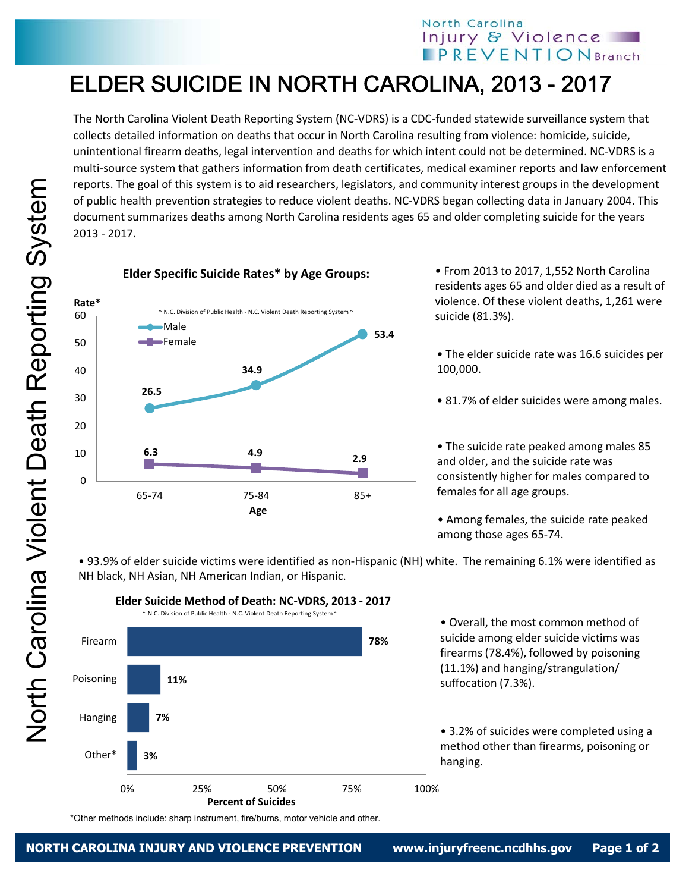# ELDER SUICIDE IN NORTH CAROLINA, 2013 - 2017

The North Carolina Violent Death Reporting System (NC-VDRS) is a CDC-funded statewide surveillance system that collects detailed information on deaths that occur in North Carolina resulting from violence: homicide, suicide, unintentional firearm deaths, legal intervention and deaths for which intent could not be determined. NC-VDRS is a multi-source system that gathers information from death certificates, medical examiner reports and law enforcement reports. The goal of this system is to aid researchers, legislators, and community interest groups in the development of public health prevention strategies to reduce violent deaths. NC-VDRS began collecting data in January 2004. This document summarizes deaths among North Carolina residents ages 65 and older completing suicide for the years 2013 - 2017.

**Elder Specific Suicide Rates* by Age Groups:**

~ N.C. Division of Public Health - N.C. Violent Death Reporting System ~

| Age | Male | Female |
|---|---|---|
| 65-74 | 26.5 | 6.3 |
| 75-84 | 34.9 | 4.9 |
| 85+ | 53.4 | 2.9 |

- From 2013 to 2017, 1,552 North Carolina residents ages 65 and older died as a result of violence. Of these violent deaths, 1,261 were suicide (81.3%).
- The elder suicide rate was 16.6 suicides per 100,000.
- 81.7% of elder suicides were among males.
- The suicide rate peaked among males 85 and older, and the suicide rate was consistently higher for males compared to females for all age groups.
- Among females, the suicide rate peaked among those ages 65-74.
- 93.9% of elder suicide victims were identified as non-Hispanic (NH) white. The remaining 6.1% were identified as NH black, NH Asian, NH American Indian, or Hispanic.

**Elder Suicide Method of Death: NC-VDRS, 2013 - 2017**

~ N.C. Division of Public Health - N.C. Violent Death Reporting System ~

| Method | Percent of Suicides |
|---|---|
| Firearm | 78% |
| Poisoning | 11% |
| Hanging | 7% |
| Other* | 3% |

- Overall, the most common method of suicide among elder suicide victims was firearms (78.4%), followed by poisoning (11.1%) and hanging/strangulation/ suffocation (7.3%).
- 3.2% of suicides were completed using a method other than firearms, poisoning or hanging.

*Other methods include: sharp instrument, fire/burns, motor vehicle and other.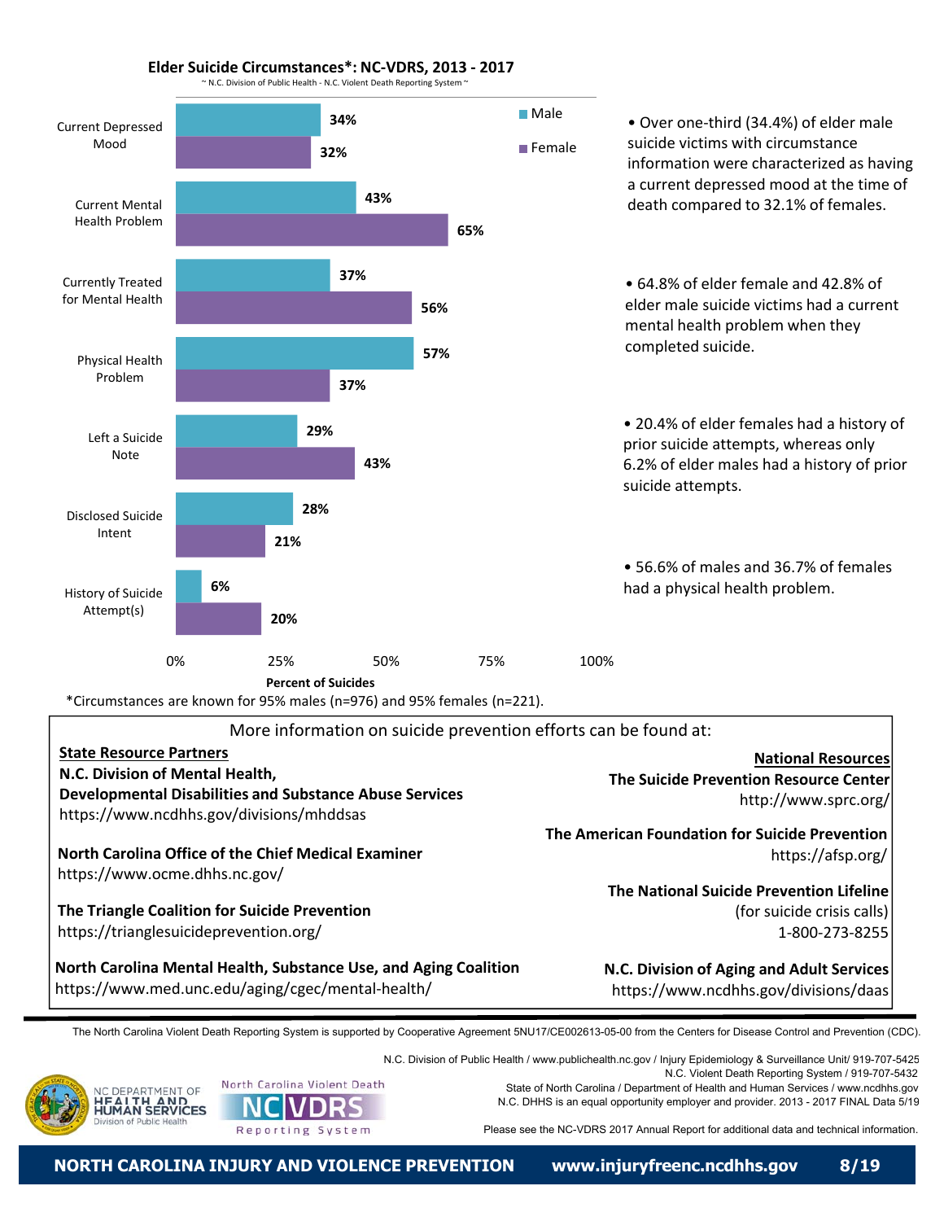## Elder Suicide Circumstances*: NC-VDRS, 2013 - 2017

~ N.C. Division of Public Health - N.C. Violent Death Reporting System ~

Male
Female

Current Depressed Mood: 34%, 32%
Current Mental Health Problem: 43%, 65%
Currently Treated for Mental Health: 37%, 56%
Physical Health Problem: 57%, 37%
Left a Suicide Note: 29%, 43%
Disclosed Suicide Intent: 28%, 21%
History of Suicide Attempt(s): 6%, 20%

0% 25% 50% 75% 100%

Percent of Suicides

*Circumstances are known for 95% males (n=976) and 95% females (n=221).

- Over one-third (34.4%) of elder male suicide victims with circumstance information were characterized as having a current depressed mood at the time of death compared to 32.1% of females.
- 64.8% of elder female and 42.8% of elder male suicide victims had a current mental health problem when they completed suicide.
- 20.4% of elder females had a history of prior suicide attempts, whereas only 6.2% of elder males had a history of prior suicide attempts.
- 56.6% of males and 36.7% of females had a physical health problem.

More information on suicide prevention efforts can be found at:

**State Resource Partners**

**N.C. Division of Mental Health, Developmental Disabilities and Substance Abuse Services**
https://www.ncdhhs.gov/divisions/mhddsas

**North Carolina Office of the Chief Medical Examiner**
https://www.ocme.dhhs.nc.gov/

**The Triangle Coalition for Suicide Prevention**
https://trianglesuicideprevention.org/

**North Carolina Mental Health, Substance Use, and Aging Coalition**
https://www.med.unc.edu/aging/cgec/mental-health/

**National Resources**

**The Suicide Prevention Resource Center**
http://www.sprc.org/

**The American Foundation for Suicide Prevention**
https://afsp.org/

**The National Suicide Prevention Lifeline**
(for suicide crisis calls)
1-800-273-8255

**N.C. Division of Aging and Adult Services**
https://www.ncdhhs.gov/divisions/daas

The North Carolina Violent Death Reporting System is supported by Cooperative Agreement 5NU17/CE002613-05-00 from the Centers for Disease Control and Prevention (CDC).

N.C. Division of Public Health / www.publichealth.nc.gov / Injury Epidemiology & Surveillance Unit/ 919-707-5425
N.C. Violent Death Reporting System / 919-707-5432
State of North Carolina / Department of Health and Human Services / www.ncdhhs.gov
N.C. DHHS is an equal opportunity employer and provider. 2013 - 2017 FINAL Data 5/19

Please see the NC-VDRS 2017 Annual Report for additional data and technical information.

NC DEPARTMENT OF HEALTH AND HUMAN SERVICES Division of Public Health

North Carolina Violent Death NC VDRS Reporting System

**NORTH CAROLINA INJURY AND VIOLENCE PREVENTION www.injuryfreenc.ncdhhs.gov 8/19**